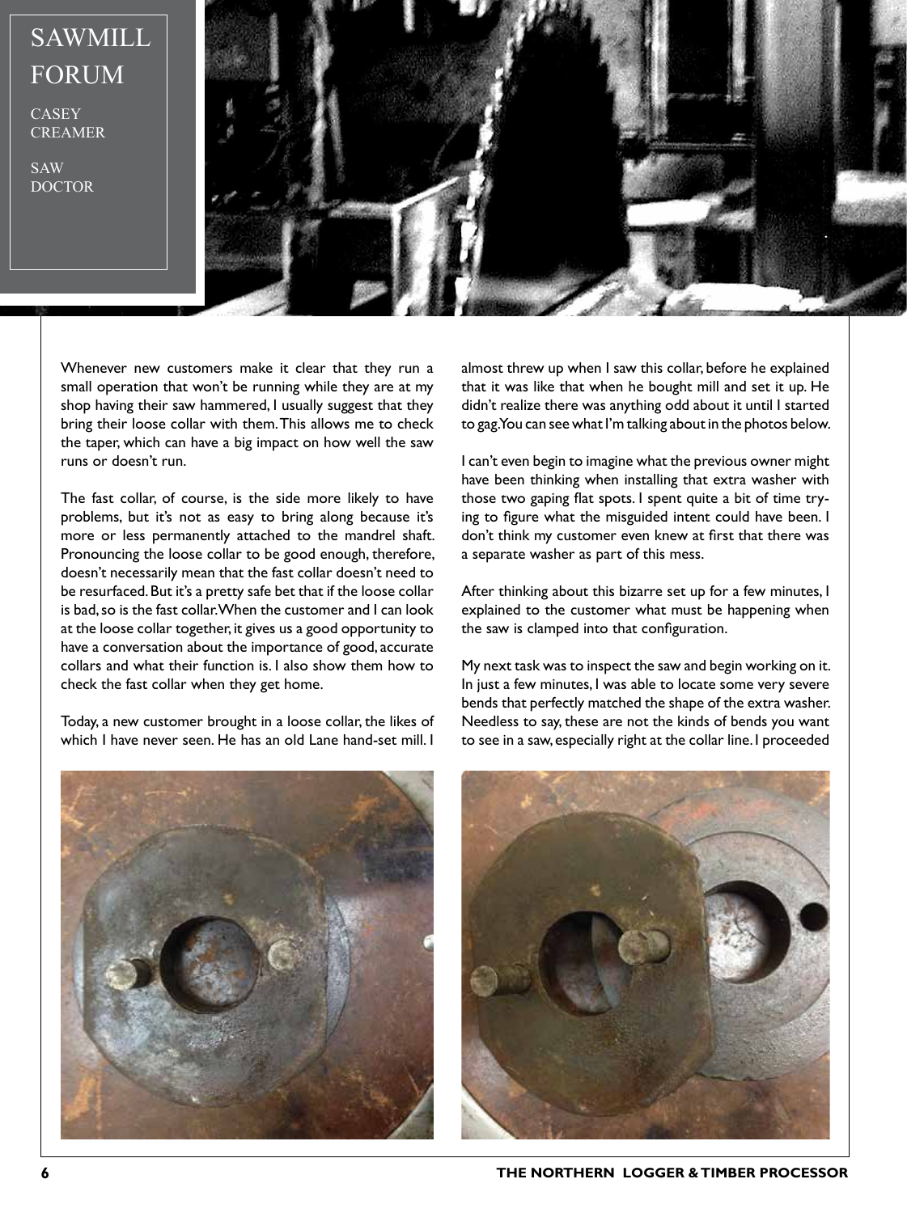# SAWMILL FORUM

CASEY CREAMER

SAW DOCTOR

Whenever new customers make it clear that they run a small operation that won't be running while they are at my shop having their saw hammered, I usually suggest that they bring their loose collar with them. This allows me to check the taper, which can have a big impact on how well the saw runs or doesn't run.

The fast collar, of course, is the side more likely to have problems, but it's not as easy to bring along because it's more or less permanently attached to the mandrel shaft. Pronouncing the loose collar to be good enough, therefore, doesn't necessarily mean that the fast collar doesn't need to be resurfaced. But it's a pretty safe bet that if the loose collar is bad, so is the fast collar. When the customer and I can look at the loose collar together, it gives us a good opportunity to have a conversation about the importance of good, accurate collars and what their function is. I also show them how to check the fast collar when they get home.

Today, a new customer brought in a loose collar, the likes of which I have never seen. He has an old Lane hand-set mill. I almost threw up when I saw this collar, before he explained that it was like that when he bought mill and set it up. He didn't realize there was anything odd about it until I started to gag. You can see what I'm talking about in the photos below.

I can't even begin to imagine what the previous owner might have been thinking when installing that extra washer with those two gaping flat spots. I spent quite a bit of time trying to figure what the misguided intent could have been. I don't think my customer even knew at first that there was a separate washer as part of this mess.

After thinking about this bizarre set up for a few minutes, I explained to the customer what must be happening when the saw is clamped into that configuration.

My next task was to inspect the saw and begin working on it. In just a few minutes, I was able to locate some very severe bends that perfectly matched the shape of the extra washer. Needless to say, these are not the kinds of bends you want to see in a saw, especially right at the collar line. I proceeded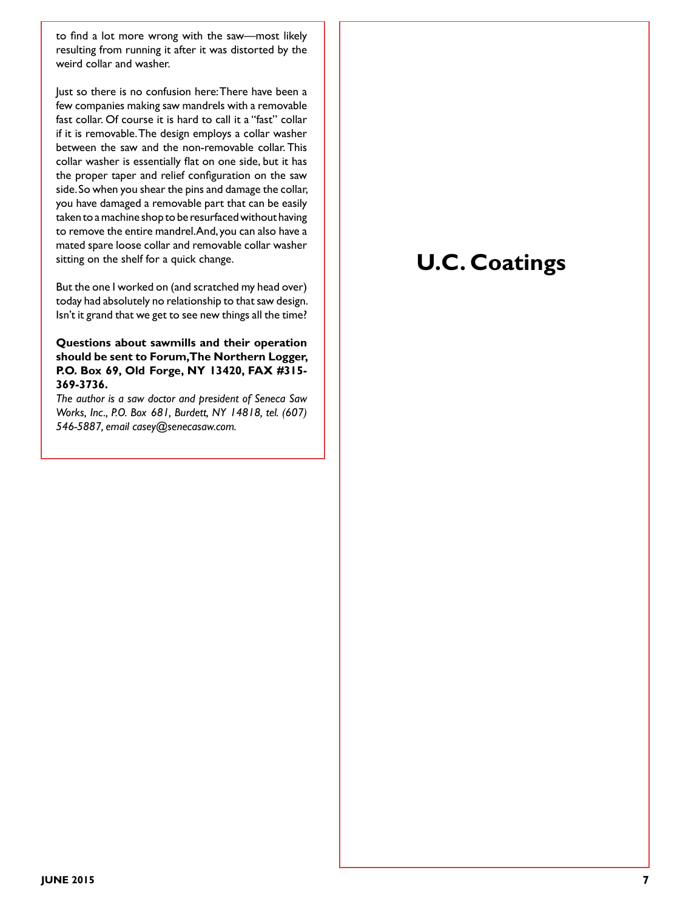to find a lot more wrong with the saw—most likely resulting from running it after it was distorted by the weird collar and washer.

Just so there is no confusion here: There have been a few companies making saw mandrels with a removable fast collar. Of course it is hard to call it a "fast" collar if it is removable. The design employs a collar washer between the saw and the non-removable collar. This collar washer is essentially flat on one side, but it has the proper taper and relief configuration on the saw side. So when you shear the pins and damage the collar, you have damaged a removable part that can be easily taken to a machine shop to be resurfaced without having to remove the entire mandrel. And, you can also have a mated spare loose collar and removable collar washer sitting on the shelf for a quick change.

But the one I worked on (and scratched my head over) today had absolutely no relationship to that saw design. Isn't it grand that we get to see new things all the time?

**Questions about sawmills and their operation should be sent to Forum, The Northern Logger, P.O. Box 69, Old Forge, NY 13420, FAX #315-369-3736.**

*The author is a saw doctor and president of Seneca Saw Works, Inc., P.O. Box 681, Burdett, NY 14818, tel. (607) 546-5887, email casey@senecasaw.com.*

**U.C. Coatings**